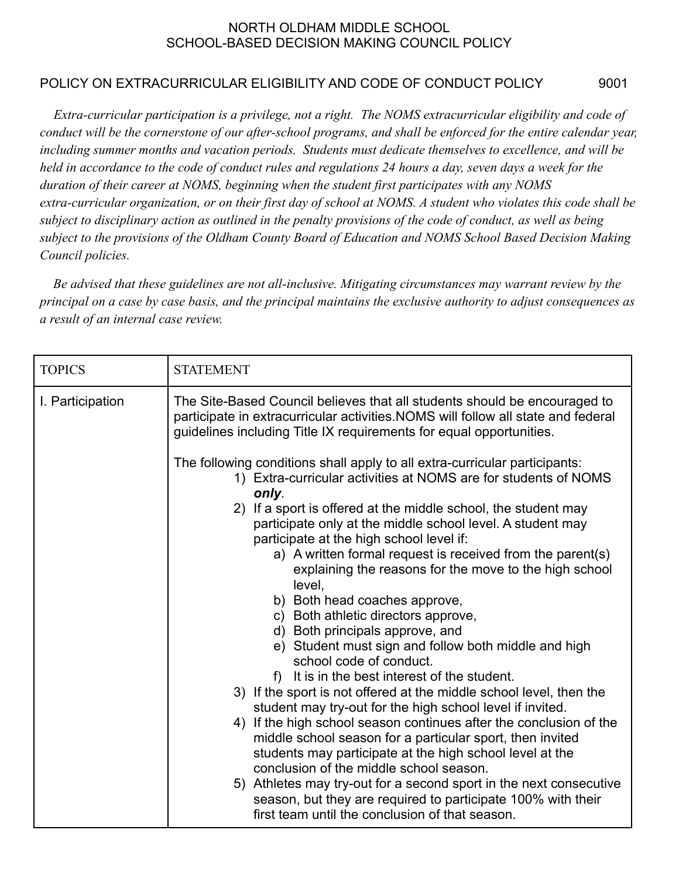NORTH OLDHAM MIDDLE SCHOOL
SCHOOL-BASED DECISION MAKING COUNCIL POLICY

# POLICY ON EXTRACURRICULAR ELIGIBILITY AND CODE OF CONDUCT POLICY 9001

*Extra-curricular participation is a privilege, not a right. The NOMS extracurricular eligibility and code of conduct will be the cornerstone of our after-school programs, and shall be enforced for the entire calendar year, including summer months and vacation periods. Students must dedicate themselves to excellence, and will be held in accordance to the code of conduct rules and regulations 24 hours a day, seven days a week for the duration of their career at NOMS, beginning when the student first participates with any NOMS extra-curricular organization, or on their first day of school at NOMS. A student who violates this code shall be subject to disciplinary action as outlined in the penalty provisions of the code of conduct, as well as being subject to the provisions of the Oldham County Board of Education and NOMS School Based Decision Making Council policies.*

*Be advised that these guidelines are not all-inclusive. Mitigating circumstances may warrant review by the principal on a case by case basis, and the principal maintains the exclusive authority to adjust consequences as a result of an internal case review.*

| TOPICS | STATEMENT |
|---|---|
| I. Participation | The Site-Based Council believes that all students should be encouraged to participate in extracurricular activities.NOMS will follow all state and federal guidelines including Title IX requirements for equal opportunities.<br><br>The following conditions shall apply to all extra-curricular participants:<br>1) Extra-curricular activities at NOMS are for students of NOMS ***only***.<br>2) If a sport is offered at the middle school, the student may participate only at the middle school level. A student may participate at the high school level if:<br>a) A written formal request is received from the parent(s) explaining the reasons for the move to the high school level,<br>b) Both head coaches approve,<br>c) Both athletic directors approve,<br>d) Both principals approve, and<br>e) Student must sign and follow both middle and high school code of conduct.<br>f) It is in the best interest of the student.<br>3) If the sport is not offered at the middle school level, then the student may try-out for the high school level if invited.<br>4) If the high school season continues after the conclusion of the middle school season for a particular sport, then invited students may participate at the high school level at the conclusion of the middle school season.<br>5) Athletes may try-out for a second sport in the next consecutive season, but they are required to participate 100% with their first team until the conclusion of that season. |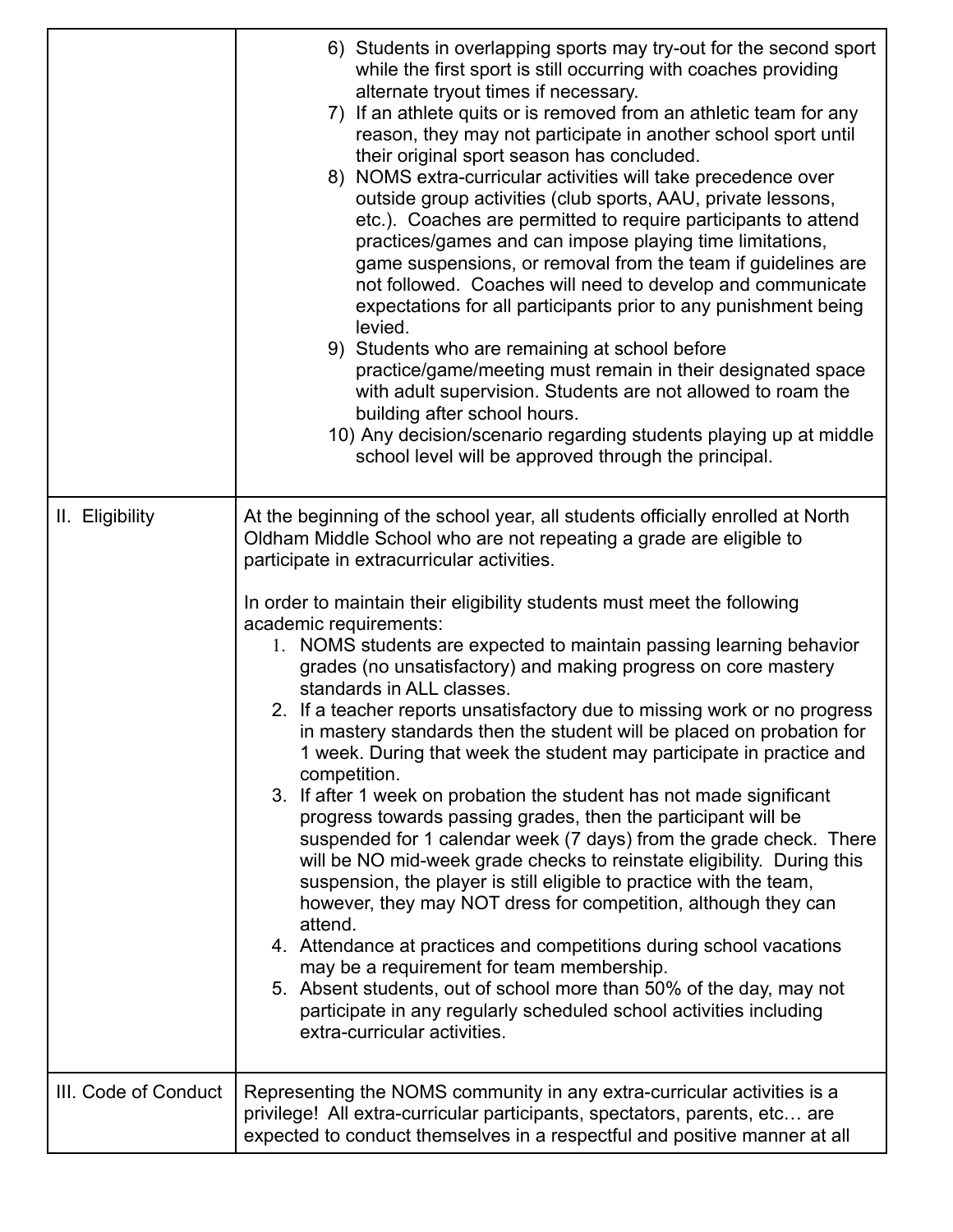| | |
|---|---|
| | 6) Students in overlapping sports may try-out for the second sport while the first sport is still occurring with coaches providing alternate tryout times if necessary.<br>7) If an athlete quits or is removed from an athletic team for any reason, they may not participate in another school sport until their original sport season has concluded.<br>8) NOMS extra-curricular activities will take precedence over outside group activities (club sports, AAU, private lessons, etc.). Coaches are permitted to require participants to attend practices/games and can impose playing time limitations, game suspensions, or removal from the team if guidelines are not followed. Coaches will need to develop and communicate expectations for all participants prior to any punishment being levied.<br>9) Students who are remaining at school before practice/game/meeting must remain in their designated space with adult supervision. Students are not allowed to roam the building after school hours.<br>10) Any decision/scenario regarding students playing up at middle school level will be approved through the principal. |
| II. Eligibility | At the beginning of the school year, all students officially enrolled at North Oldham Middle School who are not repeating a grade are eligible to participate in extracurricular activities.<br><br>In order to maintain their eligibility students must meet the following academic requirements:<br>1. NOMS students are expected to maintain passing learning behavior grades (no unsatisfactory) and making progress on core mastery standards in ALL classes.<br>2. If a teacher reports unsatisfactory due to missing work or no progress in mastery standards then the student will be placed on probation for 1 week. During that week the student may participate in practice and competition.<br>3. If after 1 week on probation the student has not made significant progress towards passing grades, then the participant will be suspended for 1 calendar week (7 days) from the grade check. There will be NO mid-week grade checks to reinstate eligibility. During this suspension, the player is still eligible to practice with the team, however, they may NOT dress for competition, although they can attend.<br>4. Attendance at practices and competitions during school vacations may be a requirement for team membership.<br>5. Absent students, out of school more than 50% of the day, may not participate in any regularly scheduled school activities including extra-curricular activities. |
| III. Code of Conduct | Representing the NOMS community in any extra-curricular activities is a privilege! All extra-curricular participants, spectators, parents, etc… are expected to conduct themselves in a respectful and positive manner at all |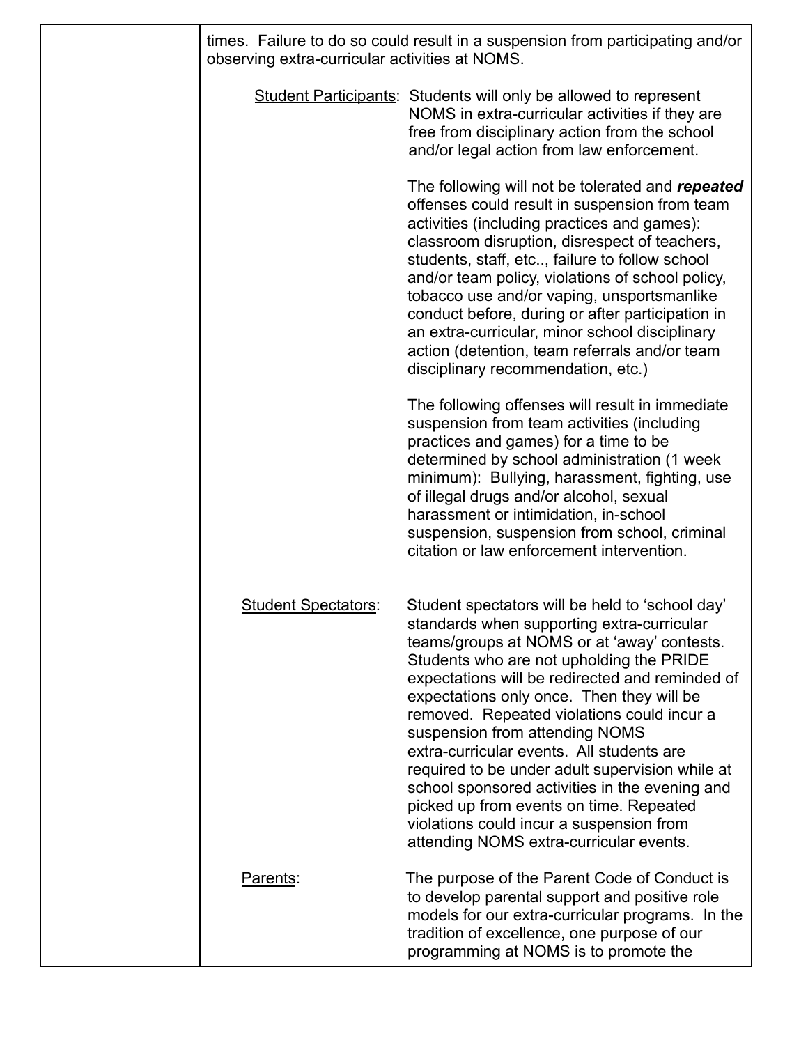| | |
|---|---|
| | times. Failure to do so could result in a suspension from participating and/or observing extra-curricular activities at NOMS.<br><br><u>Student Participants</u>: Students will only be allowed to represent NOMS in extra-curricular activities if they are free from disciplinary action from the school and/or legal action from law enforcement.<br><br>The following will not be tolerated and ***repeated*** offenses could result in suspension from team activities (including practices and games): classroom disruption, disrespect of teachers, students, staff, etc.., failure to follow school and/or team policy, violations of school policy, tobacco use and/or vaping, unsportsmanlike conduct before, during or after participation in an extra-curricular, minor school disciplinary action (detention, team referrals and/or team disciplinary recommendation, etc.)<br><br>The following offenses will result in immediate suspension from team activities (including practices and games) for a time to be determined by school administration (1 week minimum): Bullying, harassment, fighting, use of illegal drugs and/or alcohol, sexual harassment or intimidation, in-school suspension, suspension from school, criminal citation or law enforcement intervention.<br><br><u>Student Spectators</u>: Student spectators will be held to 'school day' standards when supporting extra-curricular teams/groups at NOMS or at 'away' contests. Students who are not upholding the PRIDE expectations will be redirected and reminded of expectations only once. Then they will be removed. Repeated violations could incur a suspension from attending NOMS extra-curricular events. All students are required to be under adult supervision while at school sponsored activities in the evening and picked up from events on time. Repeated violations could incur a suspension from attending NOMS extra-curricular events.<br><br><u>Parents</u>: The purpose of the Parent Code of Conduct is to develop parental support and positive role models for our extra-curricular programs. In the tradition of excellence, one purpose of our programming at NOMS is to promote the |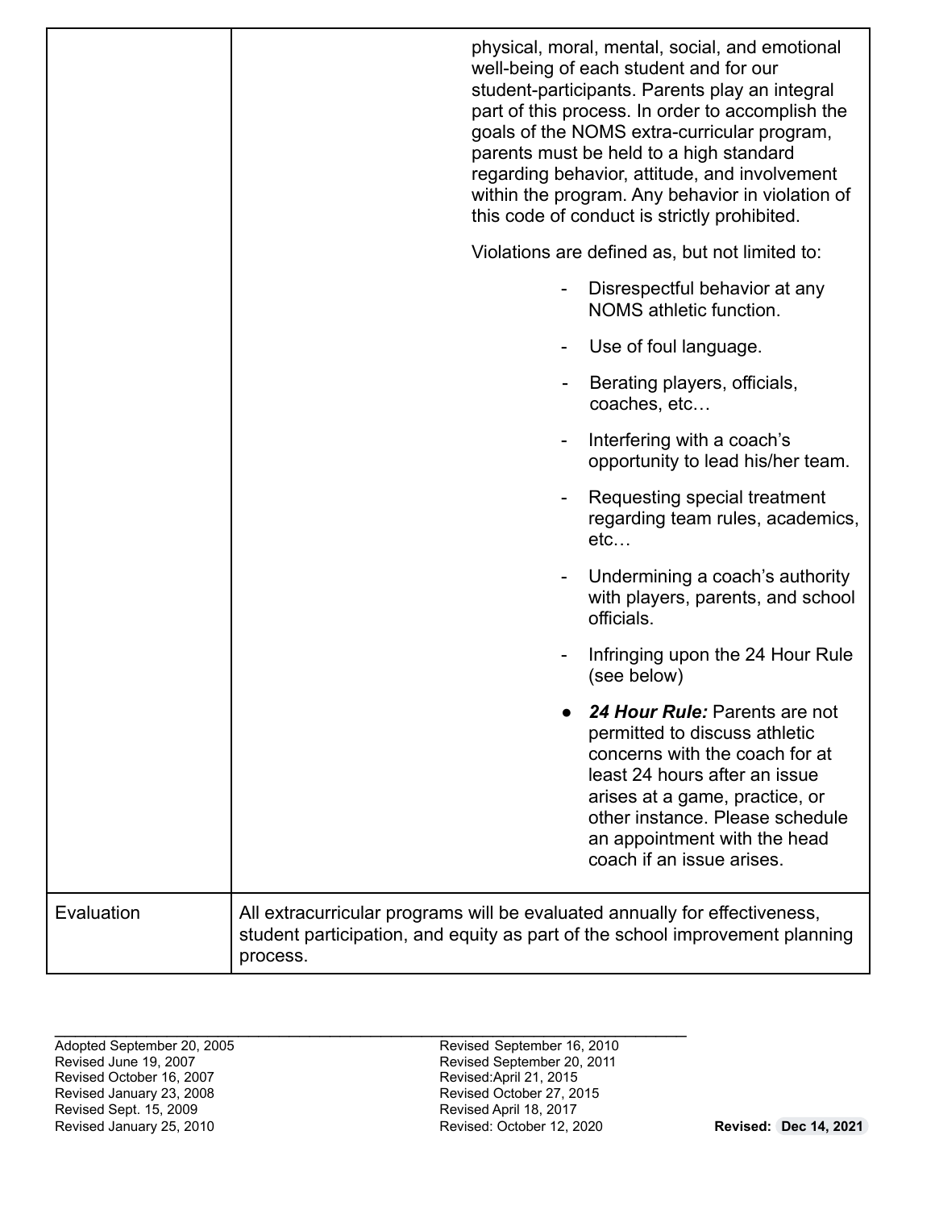| | |
|---|---|
| | physical, moral, mental, social, and emotional well-being of each student and for our student-participants. Parents play an integral part of this process. In order to accomplish the goals of the NOMS extra-curricular program, parents must be held to a high standard regarding behavior, attitude, and involvement within the program. Any behavior in violation of this code of conduct is strictly prohibited.<br><br>Violations are defined as, but not limited to:<br><br>- Disrespectful behavior at any NOMS athletic function.<br>- Use of foul language.<br>- Berating players, officials, coaches, etc…<br>- Interfering with a coach's opportunity to lead his/her team.<br>- Requesting special treatment regarding team rules, academics, etc…<br>- Undermining a coach's authority with players, parents, and school officials.<br>- Infringing upon the 24 Hour Rule (see below)<br><br>● ***24 Hour Rule:*** Parents are not permitted to discuss athletic concerns with the coach for at least 24 hours after an issue arises at a game, practice, or other instance. Please schedule an appointment with the head coach if an issue arises. |
| Evaluation | All extracurricular programs will be evaluated annually for effectiveness, student participation, and equity as part of the school improvement planning process. |

---

Adopted September 20, 2005
Revised June 19, 2007
Revised October 16, 2007
Revised January 23, 2008
Revised Sept. 15, 2009
Revised January 25, 2010
Revised September 16, 2010
Revised September 20, 2011
Revised:April 21, 2015
Revised October 27, 2015
Revised April 18, 2017
Revised: October 12, 2020

**Revised: Dec 14, 2021**